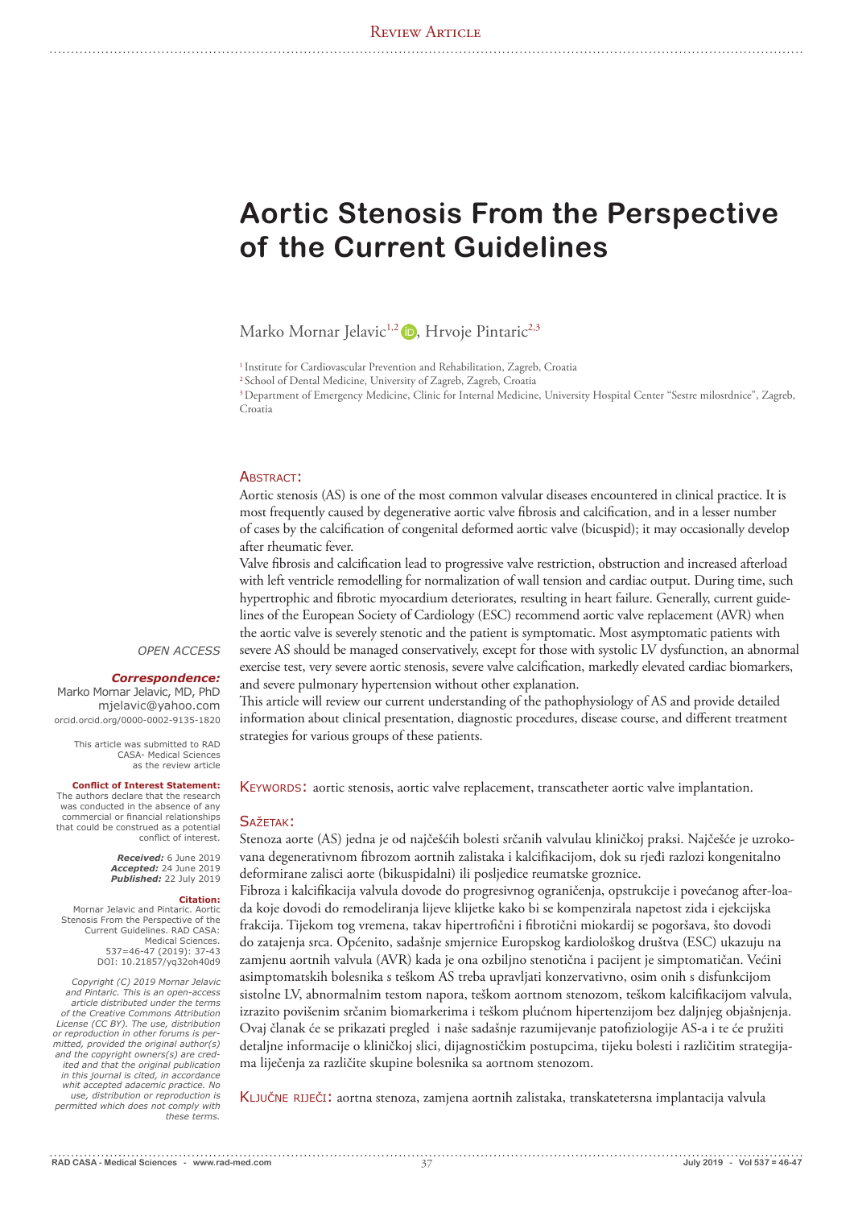Review Article

# Aortic Stenosis From the Perspective of the Current Guidelines

Marko Mornar Jelavic[1,2], Hrvoje Pintaric[2,3]

[1] Institute for Cardiovascular Prevention and Rehabilitation, Zagreb, Croatia

[2] School of Dental Medicine, University of Zagreb, Zagreb, Croatia

[3] Department of Emergency Medicine, Clinic for Internal Medicine, University Hospital Center "Sestre milosrdnice", Zagreb, Croatia

*OPEN ACCESS*

***Correspondence:***
Marko Mornar Jelavic, MD, PhD
mjelavic@yahoo.com
orcid.orcid.org/0000-0002-9135-1820

This article was submitted to RAD CASA- Medical Sciences as the review article

**Conflict of Interest Statement:**
The authors declare that the research was conducted in the absence of any commercial or financial relationships that could be construed as a potential conflict of interest.

***Received:*** 6 June 2019
***Accepted:*** 24 June 2019
***Published:*** 22 July 2019

**Citation:**
Mornar Jelavic and Pintaric. Aortic Stenosis From the Perspective of the Current Guidelines. RAD CASA: Medical Sciences. 537=46-47 (2019): 37-43
DOI: 10.21857/yq32oh40d9

*Copyright (C) 2019 Mornar Jelavic and Pintaric. This is an open-access article distributed under the terms of the Creative Commons Attribution License (CC BY). The use, distribution or reproduction in other forums is permitted, provided the original author(s) and the copyright owners(s) are credited and that the original publication in this journal is cited, in accordance whit accepted adacemic practice. No use, distribution or reproduction is permitted which does not comply with these terms.*

## Abstract:

Aortic stenosis (AS) is one of the most common valvular diseases encountered in clinical practice. It is most frequently caused by degenerative aortic valve fibrosis and calcification, and in a lesser number of cases by the calcification of congenital deformed aortic valve (bicuspid); it may occasionally develop after rheumatic fever.

Valve fibrosis and calcification lead to progressive valve restriction, obstruction and increased afterload with left ventricle remodelling for normalization of wall tension and cardiac output. During time, such hypertrophic and fibrotic myocardium deteriorates, resulting in heart failure. Generally, current guidelines of the European Society of Cardiology (ESC) recommend aortic valve replacement (AVR) when the aortic valve is severely stenotic and the patient is symptomatic. Most asymptomatic patients with severe AS should be managed conservatively, except for those with systolic LV dysfunction, an abnormal exercise test, very severe aortic stenosis, severe valve calcification, markedly elevated cardiac biomarkers, and severe pulmonary hypertension without other explanation.

This article will review our current understanding of the pathophysiology of AS and provide detailed information about clinical presentation, diagnostic procedures, disease course, and different treatment strategies for various groups of these patients.

**Keywords:** aortic stenosis, aortic valve replacement, transcatheter aortic valve implantation.

## Sažetak:

Stenoza aorte (AS) jedna je od najčešćih bolesti srčanih valvulau kliničkoj praksi. Najčešće je uzrokovana degenerativnom fibrozom aortnih zalistaka i kalcifikacijom, dok su rjeđi razlozi kongenitalno deformirane zalisci aorte (bikuspidalni) ili posljedice reumatske groznice.

Fibroza i kalcifikacija valvula dovode do progresivnog ograničenja, opstrukcije i povećanog after-loada koje dovodi do remodeliranja lijeve klijetke kako bi se kompenzirala napetost zida i ejekcijska frakcija. Tijekom tog vremena, takav hipertrofični i fibrotični miokardij se pogoršava, što dovodi do zatajenja srca. Općenito, sadašnje smjernice Europskog kardiološkog društva (ESC) ukazuju na zamjenu aortnih valvula (AVR) kada je ona ozbiljno stenotična i pacijent je simptomatičan. Većini asimptomatskih bolesnika s teškom AS treba upravljati konzervativno, osim onih s disfunkcijom sistolne LV, abnormalnim testom napora, teškom aortnom stenozom, teškom kalcifikacijom valvula, izrazito povišenim srčanim biomarkerima i teškom plućnom hipertenzijom bez daljnjeg objašnjenja. Ovaj članak će se prikazati pregled i naše sadašnje razumijevanje patofiziologije AS-a i te će pružiti detaljne informacije o kliničkoj slici, dijagnostičkim postupcima, tijeku bolesti i različitim strategijama liječenja za različite skupine bolesnika sa aortnom stenozom.

**Ključne riječi:** aortna stenoza, zamjena aortnih zalistaka, transkatetersna implantacija valvula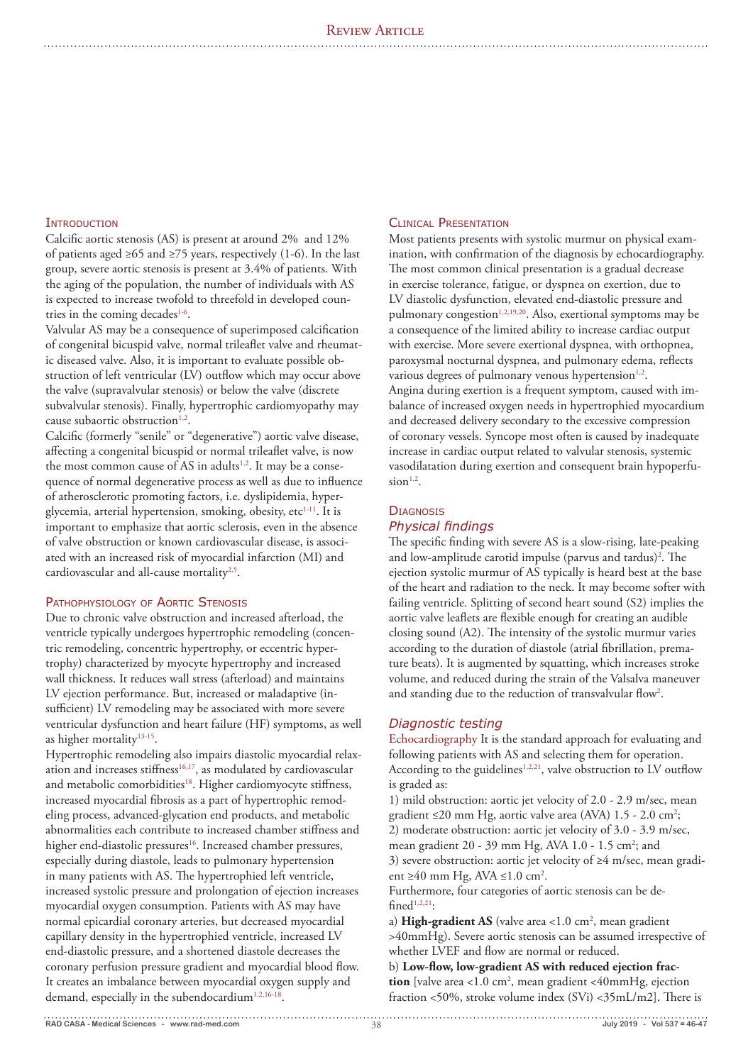## Introduction

Calcific aortic stenosis (AS) is present at around 2% and 12% of patients aged ≥65 and ≥75 years, respectively (1-6). In the last group, severe aortic stenosis is present at 3.4% of patients. With the aging of the population, the number of individuals with AS is expected to increase twofold to threefold in developed countries in the coming decades[1-6].

Valvular AS may be a consequence of superimposed calcification of congenital bicuspid valve, normal trileaflet valve and rheumatic diseased valve. Also, it is important to evaluate possible obstruction of left ventricular (LV) outflow which may occur above the valve (supravalvular stenosis) or below the valve (discrete subvalvular stenosis). Finally, hypertrophic cardiomyopathy may cause subaortic obstruction[1,2].

Calcific (formerly "senile" or "degenerative") aortic valve disease, affecting a congenital bicuspid or normal trileaflet valve, is now the most common cause of AS in adults[1,2]. It may be a consequence of normal degenerative process as well as due to influence of atherosclerotic promoting factors, i.e. dyslipidemia, hyperglycemia, arterial hypertension, smoking, obesity, etc[1-11]. It is important to emphasize that aortic sclerosis, even in the absence of valve obstruction or known cardiovascular disease, is associated with an increased risk of myocardial infarction (MI) and cardiovascular and all-cause mortality[2,5].

## Pathophysiology of Aortic Stenosis

Due to chronic valve obstruction and increased afterload, the ventricle typically undergoes hypertrophic remodeling (concentric remodeling, concentric hypertrophy, or eccentric hypertrophy) characterized by myocyte hypertrophy and increased wall thickness. It reduces wall stress (afterload) and maintains LV ejection performance. But, increased or maladaptive (insufficient) LV remodeling may be associated with more severe ventricular dysfunction and heart failure (HF) symptoms, as well as higher mortality[13-15].

Hypertrophic remodeling also impairs diastolic myocardial relaxation and increases stiffness[16,17], as modulated by cardiovascular and metabolic comorbidities[18]. Higher cardiomyocyte stiffness, increased myocardial fibrosis as a part of hypertrophic remodeling process, advanced-glycation end products, and metabolic abnormalities each contribute to increased chamber stiffness and higher end-diastolic pressures[16]. Increased chamber pressures, especially during diastole, leads to pulmonary hypertension in many patients with AS. The hypertrophied left ventricle, increased systolic pressure and prolongation of ejection increases myocardial oxygen consumption. Patients with AS may have normal epicardial coronary arteries, but decreased myocardial capillary density in the hypertrophied ventricle, increased LV end-diastolic pressure, and a shortened diastole decreases the coronary perfusion pressure gradient and myocardial blood flow. It creates an imbalance between myocardial oxygen supply and demand, especially in the subendocardium[1,2,16-18].

## Clinical Presentation

Most patients presents with systolic murmur on physical examination, with confirmation of the diagnosis by echocardiography. The most common clinical presentation is a gradual decrease in exercise tolerance, fatigue, or dyspnea on exertion, due to LV diastolic dysfunction, elevated end-diastolic pressure and pulmonary congestion[1,2,19,20]. Also, exertional symptoms may be a consequence of the limited ability to increase cardiac output with exercise. More severe exertional dyspnea, with orthopnea, paroxysmal nocturnal dyspnea, and pulmonary edema, reflects various degrees of pulmonary venous hypertension[1,2].

Angina during exertion is a frequent symptom, caused with imbalance of increased oxygen needs in hypertrophied myocardium and decreased delivery secondary to the excessive compression of coronary vessels. Syncope most often is caused by inadequate increase in cardiac output related to valvular stenosis, systemic vasodilatation during exertion and consequent brain hypoperfusion[1,2].

## Diagnosis

### *Physical findings*

The specific finding with severe AS is a slow-rising, late-peaking and low-amplitude carotid impulse (parvus and tardus)[2]. The ejection systolic murmur of AS typically is heard best at the base of the heart and radiation to the neck. It may become softer with failing ventricle. Splitting of second heart sound (S2) implies the aortic valve leaflets are flexible enough for creating an audible closing sound (A2). The intensity of the systolic murmur varies according to the duration of diastole (atrial fibrillation, premature beats). It is augmented by squatting, which increases stroke volume, and reduced during the strain of the Valsalva maneuver and standing due to the reduction of transvalvular flow[2].

### *Diagnostic testing*

Echocardiography It is the standard approach for evaluating and following patients with AS and selecting them for operation. According to the guidelines[1,2,21], valve obstruction to LV outflow is graded as:

1) mild obstruction: aortic jet velocity of 2.0 - 2.9 m/sec, mean gradient ≤20 mm Hg, aortic valve area (AVA) 1.5 - 2.0 cm$^2$;
2) moderate obstruction: aortic jet velocity of 3.0 - 3.9 m/sec, mean gradient 20 - 39 mm Hg, AVA 1.0 - 1.5 cm$^2$; and
3) severe obstruction: aortic jet velocity of ≥4 m/sec, mean gradient ≥40 mm Hg, AVA ≤1.0 cm$^2$.

Furthermore, four categories of aortic stenosis can be defined[1,2,21]:

a) **High-gradient AS** (valve area <1.0 cm$^2$, mean gradient >40mmHg). Severe aortic stenosis can be assumed irrespective of whether LVEF and flow are normal or reduced.

b) **Low-flow, low-gradient AS with reduced ejection fraction** [valve area <1.0 cm$^2$, mean gradient <40mmHg, ejection fraction <50%, stroke volume index (SVi) <35mL/m2]. There is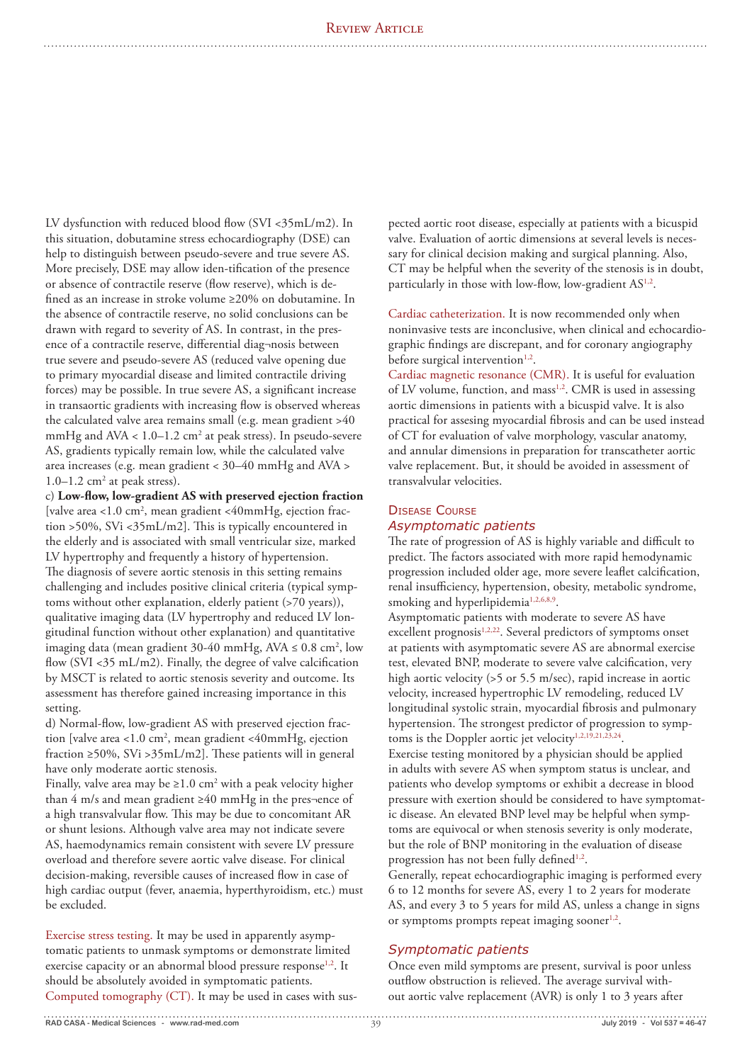LV dysfunction with reduced blood flow (SVI <35mL/m2). In this situation, dobutamine stress echocardiography (DSE) can help to distinguish between pseudo-severe and true severe AS. More precisely, DSE may allow iden-tification of the presence or absence of contractile reserve (flow reserve), which is defined as an increase in stroke volume ≥20% on dobutamine. In the absence of contractile reserve, no solid conclusions can be drawn with regard to severity of AS. In contrast, in the presence of a contractile reserve, differential diag¬nosis between true severe and pseudo-severe AS (reduced valve opening due to primary myocardial disease and limited contractile driving forces) may be possible. In true severe AS, a significant increase in transaortic gradients with increasing flow is observed whereas the calculated valve area remains small (e.g. mean gradient >40 mmHg and AVA < 1.0–1.2 $cm^2$ at peak stress). In pseudo-severe AS, gradients typically remain low, while the calculated valve area increases (e.g. mean gradient < 30–40 mmHg and AVA > 1.0–1.2 $cm^2$ at peak stress).

c) **Low-flow, low-gradient AS with preserved ejection fraction** [valve area <1.0 $cm^2$, mean gradient <40mmHg, ejection fraction >50%, SVi <35mL/m2]. This is typically encountered in the elderly and is associated with small ventricular size, marked LV hypertrophy and frequently a history of hypertension. The diagnosis of severe aortic stenosis in this setting remains challenging and includes positive clinical criteria (typical symptoms without other explanation, elderly patient (>70 years)), qualitative imaging data (LV hypertrophy and reduced LV longitudinal function without other explanation) and quantitative imaging data (mean gradient 30-40 mmHg, AVA ≤ 0.8 $cm^2$, low flow (SVI <35 mL/m2). Finally, the degree of valve calcification by MSCT is related to aortic stenosis severity and outcome. Its assessment has therefore gained increasing importance in this setting.

d) Normal-flow, low-gradient AS with preserved ejection fraction [valve area <1.0 $cm^2$, mean gradient <40mmHg, ejection fraction ≥50%, SVi >35mL/m2]. These patients will in general have only moderate aortic stenosis.

Finally, valve area may be ≥1.0 $cm^2$ with a peak velocity higher than 4 m/s and mean gradient ≥40 mmHg in the pres¬ence of a high transvalvular flow. This may be due to concomitant AR or shunt lesions. Although valve area may not indicate severe AS, haemodynamics remain consistent with severe LV pressure overload and therefore severe aortic valve disease. For clinical decision-making, reversible causes of increased flow in case of high cardiac output (fever, anaemia, hyperthyroidism, etc.) must be excluded.

Exercise stress testing. It may be used in apparently asymptomatic patients to unmask symptoms or demonstrate limited exercise capacity or an abnormal blood pressure response[1,2]. It should be absolutely avoided in symptomatic patients.

Computed tomography (CT). It may be used in cases with suspected aortic root disease, especially at patients with a bicuspid valve. Evaluation of aortic dimensions at several levels is necessary for clinical decision making and surgical planning. Also, CT may be helpful when the severity of the stenosis is in doubt, particularly in those with low-flow, low-gradient AS[1,2].

Cardiac catheterization. It is now recommended only when noninvasive tests are inconclusive, when clinical and echocardiographic findings are discrepant, and for coronary angiography before surgical intervention[1,2].

Cardiac magnetic resonance (CMR). It is useful for evaluation of LV volume, function, and mass[1,2]. CMR is used in assessing aortic dimensions in patients with a bicuspid valve. It is also practical for assesing myocardial fibrosis and can be used instead of CT for evaluation of valve morphology, vascular anatomy, and annular dimensions in preparation for transcatheter aortic valve replacement. But, it should be avoided in assessment of transvalvular velocities.

## Disease Course

### *Asymptomatic patients*

The rate of progression of AS is highly variable and difficult to predict. The factors associated with more rapid hemodynamic progression included older age, more severe leaflet calcification, renal insufficiency, hypertension, obesity, metabolic syndrome, smoking and hyperlipidemia[1,2,6,8,9].

Asymptomatic patients with moderate to severe AS have excellent prognosis[1,2,22]. Several predictors of symptoms onset at patients with asymptomatic severe AS are abnormal exercise test, elevated BNP, moderate to severe valve calcification, very high aortic velocity (>5 or 5.5 m/sec), rapid increase in aortic velocity, increased hypertrophic LV remodeling, reduced LV longitudinal systolic strain, myocardial fibrosis and pulmonary hypertension. The strongest predictor of progression to symptoms is the Doppler aortic jet velocity[1,2,19,21,23,24].

Exercise testing monitored by a physician should be applied in adults with severe AS when symptom status is unclear, and patients who develop symptoms or exhibit a decrease in blood pressure with exertion should be considered to have symptomatic disease. An elevated BNP level may be helpful when symptoms are equivocal or when stenosis severity is only moderate, but the role of BNP monitoring in the evaluation of disease progression has not been fully defined[1,2].

Generally, repeat echocardiographic imaging is performed every 6 to 12 months for severe AS, every 1 to 2 years for moderate AS, and every 3 to 5 years for mild AS, unless a change in signs or symptoms prompts repeat imaging sooner[1,2].

### *Symptomatic patients*

Once even mild symptoms are present, survival is poor unless outflow obstruction is relieved. The average survival without aortic valve replacement (AVR) is only 1 to 3 years after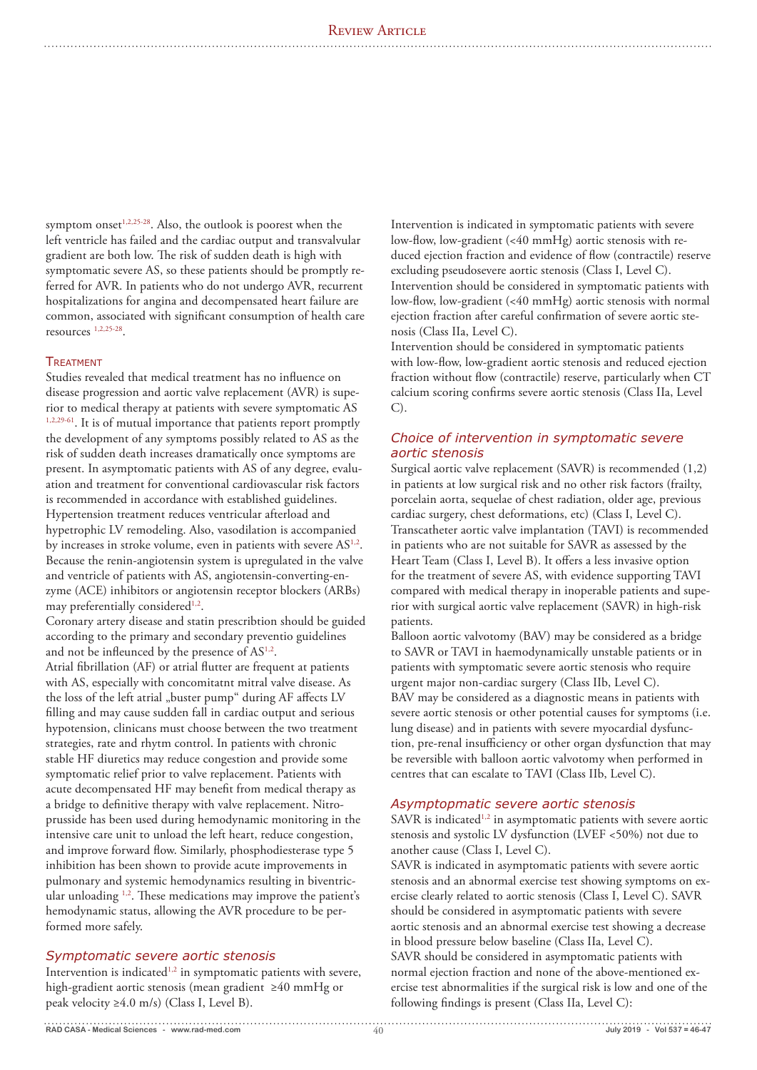symptom onset[1,2,25-28]. Also, the outlook is poorest when the left ventricle has failed and the cardiac output and transvalvular gradient are both low. The risk of sudden death is high with symptomatic severe AS, so these patients should be promptly referred for AVR. In patients who do not undergo AVR, recurrent hospitalizations for angina and decompensated heart failure are common, associated with significant consumption of health care resources [1,2,25-28].

## Treatment

Studies revealed that medical treatment has no influence on disease progression and aortic valve replacement (AVR) is superior to medical therapy at patients with severe symptomatic AS [1,2,29-61]. It is of mutual importance that patients report promptly the development of any symptoms possibly related to AS as the risk of sudden death increases dramatically once symptoms are present. In asymptomatic patients with AS of any degree, evaluation and treatment for conventional cardiovascular risk factors is recommended in accordance with established guidelines. Hypertension treatment reduces ventricular afterload and hypetrophic LV remodeling. Also, vasodilation is accompanied by increases in stroke volume, even in patients with severe AS[1,2]. Because the renin-angiotensin system is upregulated in the valve and ventricle of patients with AS, angiotensin-converting-enzyme (ACE) inhibitors or angiotensin receptor blockers (ARBs) may preferentially considered[1,2].

Coronary artery disease and statin prescribtion should be guided according to the primary and secondary preventio guidelines and not be infleunced by the presence of AS[1,2].

Atrial fibrillation (AF) or atrial flutter are frequent at patients with AS, especially with concomitatnt mitral valve disease. As the loss of the left atrial „buster pump" during AF affects LV filling and may cause sudden fall in cardiac output and serious hypotension, clinicans must choose between the two treatment strategies, rate and rhytm control. In patients with chronic stable HF diuretics may reduce congestion and provide some symptomatic relief prior to valve replacement. Patients with acute decompensated HF may benefit from medical therapy as a bridge to definitive therapy with valve replacement. Nitroprusside has been used during hemodynamic monitoring in the intensive care unit to unload the left heart, reduce congestion, and improve forward flow. Similarly, phosphodiesterase type 5 inhibition has been shown to provide acute improvements in pulmonary and systemic hemodynamics resulting in biventricular unloading [1,2]. These medications may improve the patient's hemodynamic status, allowing the AVR procedure to be performed more safely.

### *Symptomatic severe aortic stenosis*

Intervention is indicated[1,2] in symptomatic patients with severe, high-gradient aortic stenosis (mean gradient ≥40 mmHg or peak velocity ≥4.0 m/s) (Class I, Level B).

Intervention is indicated in symptomatic patients with severe low-flow, low-gradient (<40 mmHg) aortic stenosis with reduced ejection fraction and evidence of flow (contractile) reserve excluding pseudosevere aortic stenosis (Class I, Level C).

Intervention should be considered in symptomatic patients with low-flow, low-gradient (<40 mmHg) aortic stenosis with normal ejection fraction after careful confirmation of severe aortic stenosis (Class IIa, Level C).

Intervention should be considered in symptomatic patients with low-flow, low-gradient aortic stenosis and reduced ejection fraction without flow (contractile) reserve, particularly when CT calcium scoring confirms severe aortic stenosis (Class IIa, Level C).

### *Choice of intervention in symptomatic severe aortic stenosis*

Surgical aortic valve replacement (SAVR) is recommended (1,2) in patients at low surgical risk and no other risk factors (frailty, porcelain aorta, sequelae of chest radiation, older age, previous cardiac surgery, chest deformations, etc) (Class I, Level C).

Transcatheter aortic valve implantation (TAVI) is recommended in patients who are not suitable for SAVR as assessed by the Heart Team (Class I, Level B). It offers a less invasive option for the treatment of severe AS, with evidence supporting TAVI compared with medical therapy in inoperable patients and superior with surgical aortic valve replacement (SAVR) in high-risk patients.

Balloon aortic valvotomy (BAV) may be considered as a bridge to SAVR or TAVI in haemodynamically unstable patients or in patients with symptomatic severe aortic stenosis who require urgent major non-cardiac surgery (Class IIb, Level C).

BAV may be considered as a diagnostic means in patients with severe aortic stenosis or other potential causes for symptoms (i.e. lung disease) and in patients with severe myocardial dysfunction, pre-renal insufficiency or other organ dysfunction that may be reversible with balloon aortic valvotomy when performed in centres that can escalate to TAVI (Class IIb, Level C).

### *Asymptopmatic severe aortic stenosis*

SAVR is indicated[1,2] in asymptomatic patients with severe aortic stenosis and systolic LV dysfunction (LVEF <50%) not due to another cause (Class I, Level C).

SAVR is indicated in asymptomatic patients with severe aortic stenosis and an abnormal exercise test showing symptoms on exercise clearly related to aortic stenosis (Class I, Level C). SAVR should be considered in asymptomatic patients with severe aortic stenosis and an abnormal exercise test showing a decrease in blood pressure below baseline (Class IIa, Level C).

SAVR should be considered in asymptomatic patients with normal ejection fraction and none of the above-mentioned exercise test abnormalities if the surgical risk is low and one of the following findings is present (Class IIa, Level C):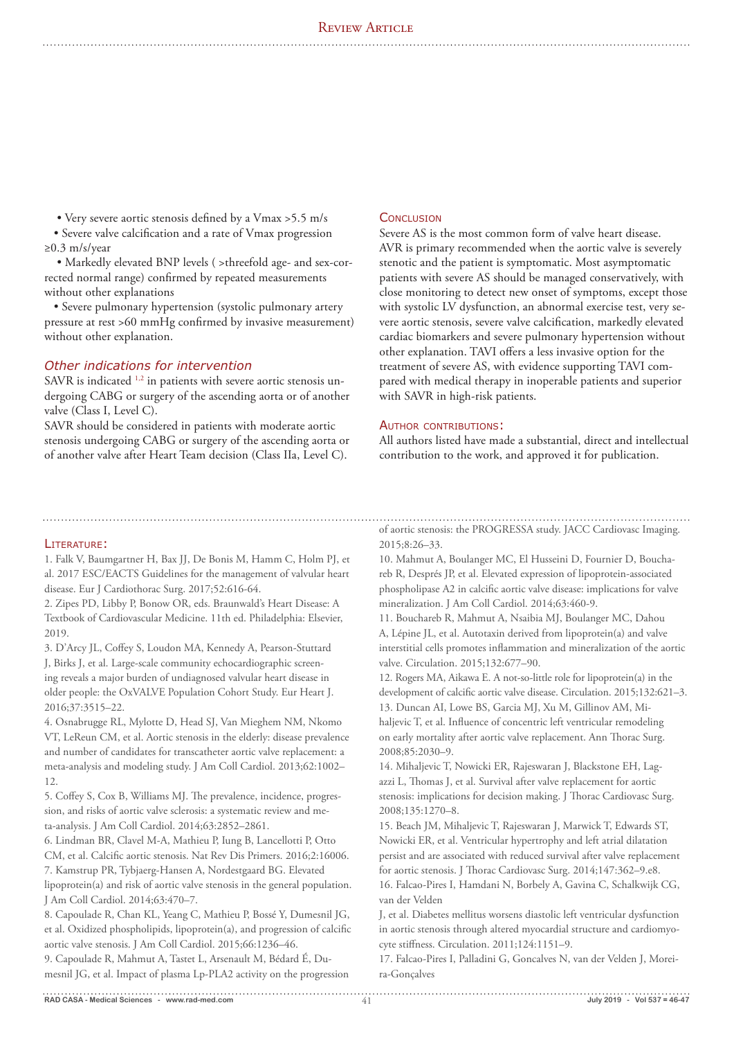- Very severe aortic stenosis defined by a Vmax >5.5 m/s
- Severe valve calcification and a rate of Vmax progression ≥0.3 m/s/year
- Markedly elevated BNP levels ( >threefold age- and sex-corrected normal range) confirmed by repeated measurements without other explanations
- Severe pulmonary hypertension (systolic pulmonary artery pressure at rest >60 mmHg confirmed by invasive measurement) without other explanation.

### *Other indications for intervention*

SAVR is indicated [1,2] in patients with severe aortic stenosis undergoing CABG or surgery of the ascending aorta or of another valve (Class I, Level C).

SAVR should be considered in patients with moderate aortic stenosis undergoing CABG or surgery of the ascending aorta or of another valve after Heart Team decision (Class IIa, Level C).

## Conclusion

Severe AS is the most common form of valve heart disease. AVR is primary recommended when the aortic valve is severely stenotic and the patient is symptomatic. Most asymptomatic patients with severe AS should be managed conservatively, with close monitoring to detect new onset of symptoms, except those with systolic LV dysfunction, an abnormal exercise test, very severe aortic stenosis, severe valve calcification, markedly elevated cardiac biomarkers and severe pulmonary hypertension without other explanation. TAVI offers a less invasive option for the treatment of severe AS, with evidence supporting TAVI compared with medical therapy in inoperable patients and superior with SAVR in high-risk patients.

## Author contributions:

All authors listed have made a substantial, direct and intellectual contribution to the work, and approved it for publication.

## Literature:

1. Falk V, Baumgartner H, Bax JJ, De Bonis M, Hamm C, Holm PJ, et al. 2017 ESC/EACTS Guidelines for the management of valvular heart disease. Eur J Cardiothorac Surg. 2017;52:616-64.
2. Zipes PD, Libby P, Bonow OR, eds. Braunwald's Heart Disease: A Textbook of Cardiovascular Medicine. 11th ed. Philadelphia: Elsevier, 2019.
3. D'Arcy JL, Coffey S, Loudon MA, Kennedy A, Pearson-Stuttard J, Birks J, et al. Large-scale community echocardiographic screening reveals a major burden of undiagnosed valvular heart disease in older people: the OxVALVE Population Cohort Study. Eur Heart J. 2016;37:3515–22.
4. Osnabrugge RL, Mylotte D, Head SJ, Van Mieghem NM, Nkomo VT, LeReun CM, et al. Aortic stenosis in the elderly: disease prevalence and number of candidates for transcatheter aortic valve replacement: a meta-analysis and modeling study. J Am Coll Cardiol. 2013;62:1002–12.
5. Coffey S, Cox B, Williams MJ. The prevalence, incidence, progression, and risks of aortic valve sclerosis: a systematic review and meta-analysis. J Am Coll Cardiol. 2014;63:2852–2861.
6. Lindman BR, Clavel M-A, Mathieu P, Iung B, Lancellotti P, Otto CM, et al. Calcific aortic stenosis. Nat Rev Dis Primers. 2016;2:16006.
7. Kamstrup PR, Tybjaerg-Hansen A, Nordestgaard BG. Elevated lipoprotein(a) and risk of aortic valve stenosis in the general population. J Am Coll Cardiol. 2014;63:470–7.
8. Capoulade R, Chan KL, Yeang C, Mathieu P, Bossé Y, Dumesnil JG, et al. Oxidized phospholipids, lipoprotein(a), and progression of calcific aortic valve stenosis. J Am Coll Cardiol. 2015;66:1236–46.
9. Capoulade R, Mahmut A, Tastet L, Arsenault M, Bédard É, Dumesnil JG, et al. Impact of plasma Lp-PLA2 activity on the progression of aortic stenosis: the PROGRESSA study. JACC Cardiovasc Imaging. 2015;8:26–33.
10. Mahmut A, Boulanger MC, El Husseini D, Fournier D, Bouchareb R, Després JP, et al. Elevated expression of lipoprotein-associated phospholipase A2 in calcific aortic valve disease: implications for valve mineralization. J Am Coll Cardiol. 2014;63:460-9.
11. Bouchareb R, Mahmut A, Nsaibia MJ, Boulanger MC, Dahou A, Lépine JL, et al. Autotaxin derived from lipoprotein(a) and valve interstitial cells promotes inflammation and mineralization of the aortic valve. Circulation. 2015;132:677–90.
12. Rogers MA, Aikawa E. A not-so-little role for lipoprotein(a) in the development of calcific aortic valve disease. Circulation. 2015;132:621–3.
13. Duncan AI, Lowe BS, Garcia MJ, Xu M, Gillinov AM, Mihaljevic T, et al. Influence of concentric left ventricular remodeling on early mortality after aortic valve replacement. Ann Thorac Surg. 2008;85:2030–9.
14. Mihaljevic T, Nowicki ER, Rajeswaran J, Blackstone EH, Lagazzi L, Thomas J, et al. Survival after valve replacement for aortic stenosis: implications for decision making. J Thorac Cardiovasc Surg. 2008;135:1270–8.
15. Beach JM, Mihaljevic T, Rajeswaran J, Marwick T, Edwards ST, Nowicki ER, et al. Ventricular hypertrophy and left atrial dilatation persist and are associated with reduced survival after valve replacement for aortic stenosis. J Thorac Cardiovasc Surg. 2014;147:362–9.e8.
16. Falcao-Pires I, Hamdani N, Borbely A, Gavina C, Schalkwijk CG, van der Velden J, et al. Diabetes mellitus worsens diastolic left ventricular dysfunction in aortic stenosis through altered myocardial structure and cardiomyocyte stiffness. Circulation. 2011;124:1151–9.
17. Falcao-Pires I, Palladini G, Goncalves N, van der Velden J, Moreira-Gonçalves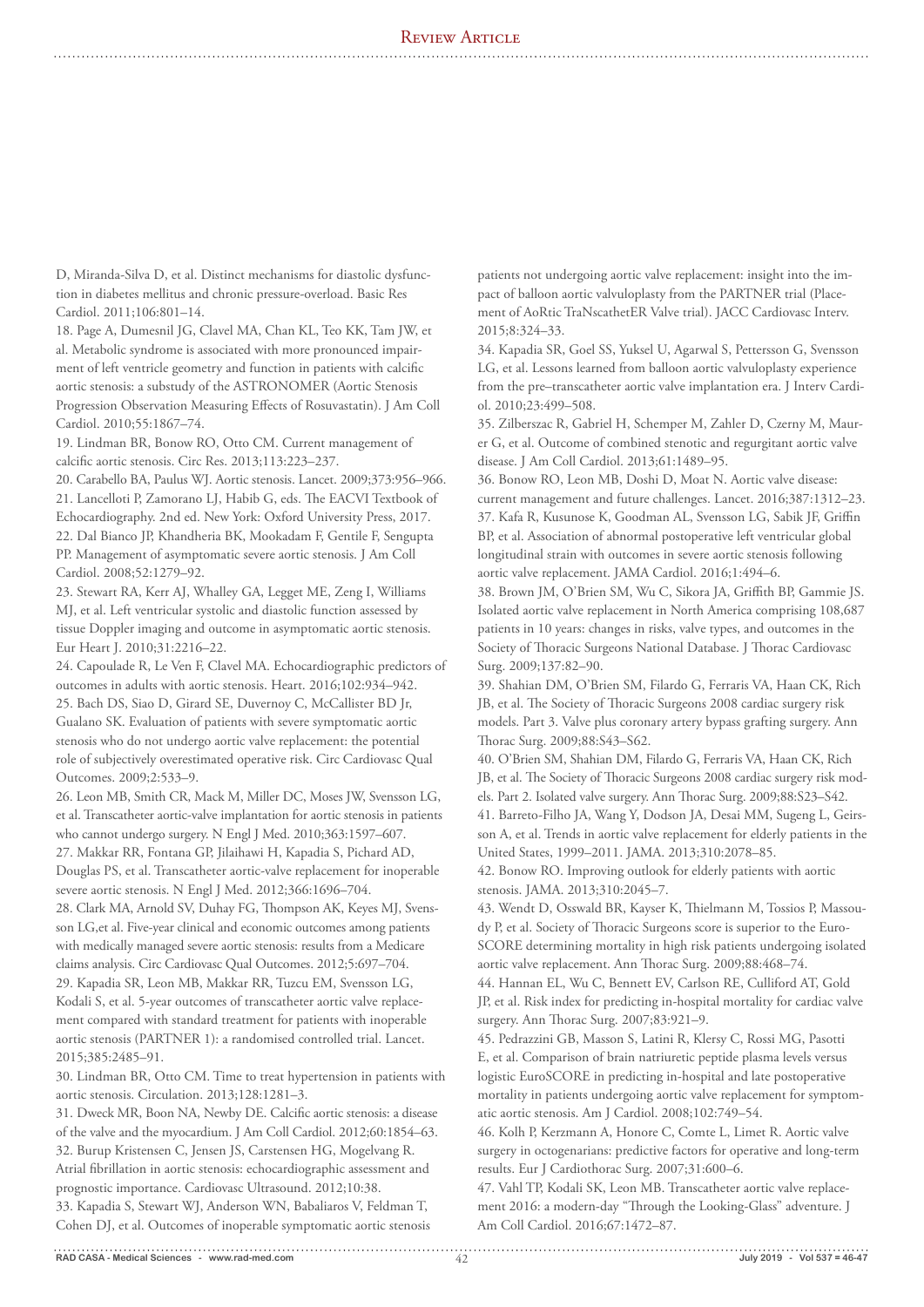D, Miranda-Silva D, et al. Distinct mechanisms for diastolic dysfunction in diabetes mellitus and chronic pressure-overload. Basic Res Cardiol. 2011;106:801–14.

18. Page A, Dumesnil JG, Clavel MA, Chan KL, Teo KK, Tam JW, et al. Metabolic syndrome is associated with more pronounced impairment of left ventricle geometry and function in patients with calcific aortic stenosis: a substudy of the ASTRONOMER (Aortic Stenosis Progression Observation Measuring Effects of Rosuvastatin). J Am Coll Cardiol. 2010;55:1867–74.

19. Lindman BR, Bonow RO, Otto CM. Current management of calcific aortic stenosis. Circ Res. 2013;113:223–237.

20. Carabello BA, Paulus WJ. Aortic stenosis. Lancet. 2009;373:956–966.

21. Lancelloti P, Zamorano LJ, Habib G, eds. The EACVI Textbook of Echocardiography. 2nd ed. New York: Oxford University Press, 2017.

22. Dal Bianco JP, Khandheria BK, Mookadam F, Gentile F, Sengupta PP. Management of asymptomatic severe aortic stenosis. J Am Coll Cardiol. 2008;52:1279–92.

23. Stewart RA, Kerr AJ, Whalley GA, Legget ME, Zeng I, Williams MJ, et al. Left ventricular systolic and diastolic function assessed by tissue Doppler imaging and outcome in asymptomatic aortic stenosis. Eur Heart J. 2010;31:2216–22.

24. Capoulade R, Le Ven F, Clavel MA. Echocardiographic predictors of outcomes in adults with aortic stenosis. Heart. 2016;102:934–942.

25. Bach DS, Siao D, Girard SE, Duvernoy C, McCallister BD Jr, Gualano SK. Evaluation of patients with severe symptomatic aortic stenosis who do not undergo aortic valve replacement: the potential role of subjectively overestimated operative risk. Circ Cardiovasc Qual Outcomes. 2009;2:533–9.

26. Leon MB, Smith CR, Mack M, Miller DC, Moses JW, Svensson LG, et al. Transcatheter aortic-valve implantation for aortic stenosis in patients who cannot undergo surgery. N Engl J Med. 2010;363:1597–607.

27. Makkar RR, Fontana GP, Jilaihawi H, Kapadia S, Pichard AD, Douglas PS, et al. Transcatheter aortic-valve replacement for inoperable severe aortic stenosis. N Engl J Med. 2012;366:1696–704.

28. Clark MA, Arnold SV, Duhay FG, Thompson AK, Keyes MJ, Svensson LG,et al. Five-year clinical and economic outcomes among patients with medically managed severe aortic stenosis: results from a Medicare claims analysis. Circ Cardiovasc Qual Outcomes. 2012;5:697–704.

29. Kapadia SR, Leon MB, Makkar RR, Tuzcu EM, Svensson LG, Kodali S, et al. 5-year outcomes of transcatheter aortic valve replacement compared with standard treatment for patients with inoperable aortic stenosis (PARTNER 1): a randomised controlled trial. Lancet. 2015;385:2485–91.

30. Lindman BR, Otto CM. Time to treat hypertension in patients with aortic stenosis. Circulation. 2013;128:1281–3.

31. Dweck MR, Boon NA, Newby DE. Calcific aortic stenosis: a disease of the valve and the myocardium. J Am Coll Cardiol. 2012;60:1854–63.

32. Burup Kristensen C, Jensen JS, Carstensen HG, Mogelvang R. Atrial fibrillation in aortic stenosis: echocardiographic assessment and prognostic importance. Cardiovasc Ultrasound. 2012;10:38.

33. Kapadia S, Stewart WJ, Anderson WN, Babaliaros V, Feldman T, Cohen DJ, et al. Outcomes of inoperable symptomatic aortic stenosis patients not undergoing aortic valve replacement: insight into the impact of balloon aortic valvuloplasty from the PARTNER trial (Placement of AoRtic TraNscathetER Valve trial). JACC Cardiovasc Interv. 2015;8:324–33.

34. Kapadia SR, Goel SS, Yuksel U, Agarwal S, Pettersson G, Svensson LG, et al. Lessons learned from balloon aortic valvuloplasty experience from the pre–transcatheter aortic valve implantation era. J Interv Cardiol. 2010;23:499–508.

35. Zilberszac R, Gabriel H, Schemper M, Zahler D, Czerny M, Maurer G, et al. Outcome of combined stenotic and regurgitant aortic valve disease. J Am Coll Cardiol. 2013;61:1489–95.

36. Bonow RO, Leon MB, Doshi D, Moat N. Aortic valve disease: current management and future challenges. Lancet. 2016;387:1312–23.

37. Kafa R, Kusunose K, Goodman AL, Svensson LG, Sabik JF, Griffin BP, et al. Association of abnormal postoperative left ventricular global longitudinal strain with outcomes in severe aortic stenosis following aortic valve replacement. JAMA Cardiol. 2016;1:494–6.

38. Brown JM, O'Brien SM, Wu C, Sikora JA, Griffith BP, Gammie JS. Isolated aortic valve replacement in North America comprising 108,687 patients in 10 years: changes in risks, valve types, and outcomes in the Society of Thoracic Surgeons National Database. J Thorac Cardiovasc Surg. 2009;137:82–90.

39. Shahian DM, O'Brien SM, Filardo G, Ferraris VA, Haan CK, Rich JB, et al. The Society of Thoracic Surgeons 2008 cardiac surgery risk models. Part 3. Valve plus coronary artery bypass grafting surgery. Ann Thorac Surg. 2009;88:S43–S62.

40. O'Brien SM, Shahian DM, Filardo G, Ferraris VA, Haan CK, Rich JB, et al. The Society of Thoracic Surgeons 2008 cardiac surgery risk models. Part 2. Isolated valve surgery. Ann Thorac Surg. 2009;88:S23–S42.

41. Barreto-Filho JA, Wang Y, Dodson JA, Desai MM, Sugeng L, Geirsson A, et al. Trends in aortic valve replacement for elderly patients in the United States, 1999–2011. JAMA. 2013;310:2078–85.

42. Bonow RO. Improving outlook for elderly patients with aortic stenosis. JAMA. 2013;310:2045–7.

43. Wendt D, Osswald BR, Kayser K, Thielmann M, Tossios P, Massoudy P, et al. Society of Thoracic Surgeons score is superior to the EuroSCORE determining mortality in high risk patients undergoing isolated aortic valve replacement. Ann Thorac Surg. 2009;88:468–74.

44. Hannan EL, Wu C, Bennett EV, Carlson RE, Culliford AT, Gold JP, et al. Risk index for predicting in-hospital mortality for cardiac valve surgery. Ann Thorac Surg. 2007;83:921–9.

45. Pedrazzini GB, Masson S, Latini R, Klersy C, Rossi MG, Pasotti E, et al. Comparison of brain natriuretic peptide plasma levels versus logistic EuroSCORE in predicting in-hospital and late postoperative mortality in patients undergoing aortic valve replacement for symptomatic aortic stenosis. Am J Cardiol. 2008;102:749–54.

46. Kolh P, Kerzmann A, Honore C, Comte L, Limet R. Aortic valve surgery in octogenarians: predictive factors for operative and long-term results. Eur J Cardiothorac Surg. 2007;31:600–6.

47. Vahl TP, Kodali SK, Leon MB. Transcatheter aortic valve replacement 2016: a modern-day "Through the Looking-Glass" adventure. J Am Coll Cardiol. 2016;67:1472–87.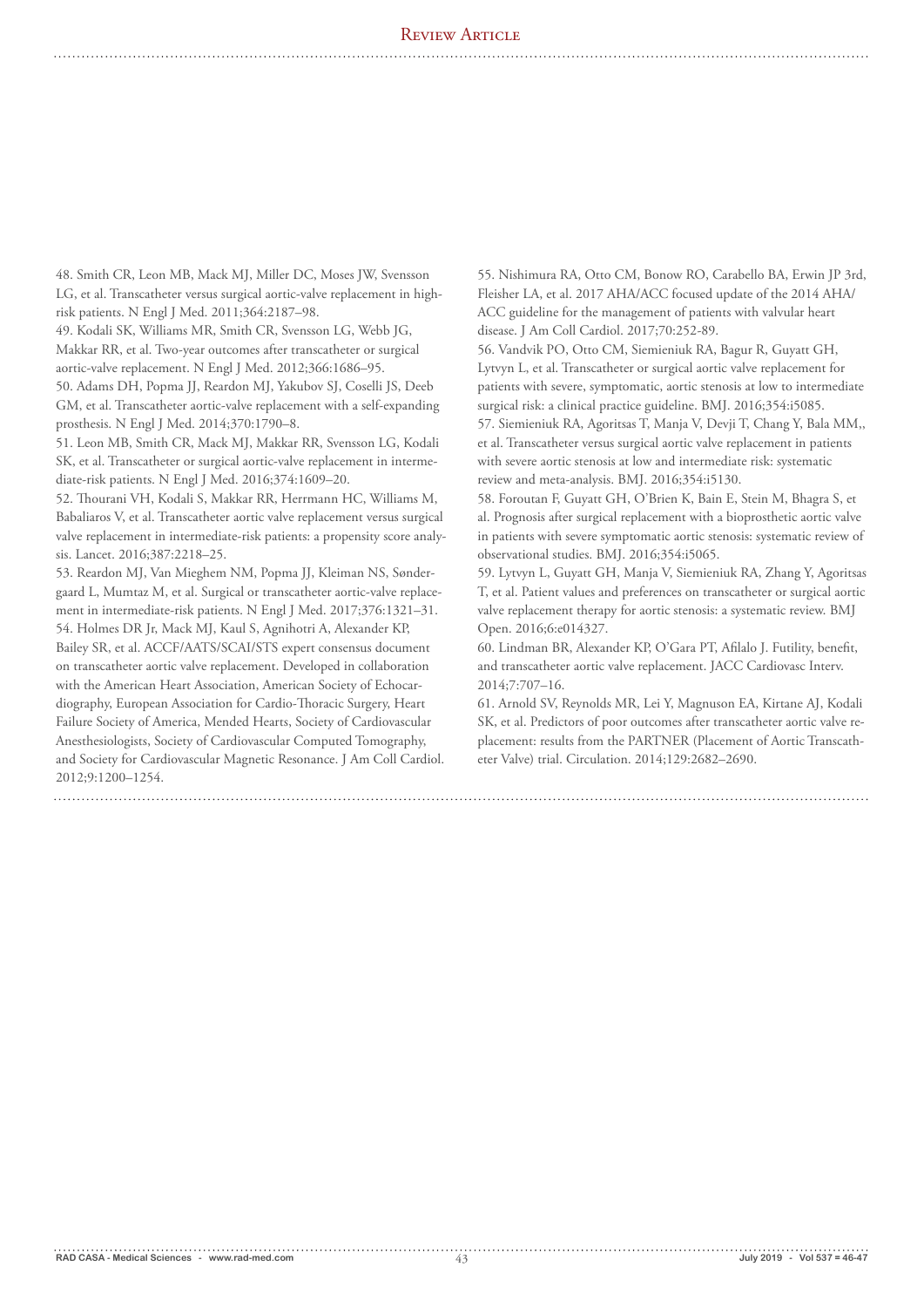48. Smith CR, Leon MB, Mack MJ, Miller DC, Moses JW, Svensson LG, et al. Transcatheter versus surgical aortic-valve replacement in high-risk patients. N Engl J Med. 2011;364:2187–98.

49. Kodali SK, Williams MR, Smith CR, Svensson LG, Webb JG, Makkar RR, et al. Two-year outcomes after transcatheter or surgical aortic-valve replacement. N Engl J Med. 2012;366:1686–95.

50. Adams DH, Popma JJ, Reardon MJ, Yakubov SJ, Coselli JS, Deeb GM, et al. Transcatheter aortic-valve replacement with a self-expanding prosthesis. N Engl J Med. 2014;370:1790–8.

51. Leon MB, Smith CR, Mack MJ, Makkar RR, Svensson LG, Kodali SK, et al. Transcatheter or surgical aortic-valve replacement in intermediate-risk patients. N Engl J Med. 2016;374:1609–20.

52. Thourani VH, Kodali S, Makkar RR, Herrmann HC, Williams M, Babaliaros V, et al. Transcatheter aortic valve replacement versus surgical valve replacement in intermediate-risk patients: a propensity score analysis. Lancet. 2016;387:2218–25.

53. Reardon MJ, Van Mieghem NM, Popma JJ, Kleiman NS, Søndergaard L, Mumtaz M, et al. Surgical or transcatheter aortic-valve replacement in intermediate-risk patients. N Engl J Med. 2017;376:1321–31.

54. Holmes DR Jr, Mack MJ, Kaul S, Agnihotri A, Alexander KP, Bailey SR, et al. ACCF/AATS/SCAI/STS expert consensus document on transcatheter aortic valve replacement. Developed in collaboration with the American Heart Association, American Society of Echocardiography, European Association for Cardio-Thoracic Surgery, Heart Failure Society of America, Mended Hearts, Society of Cardiovascular Anesthesiologists, Society of Cardiovascular Computed Tomography, and Society for Cardiovascular Magnetic Resonance. J Am Coll Cardiol. 2012;9:1200–1254.

55. Nishimura RA, Otto CM, Bonow RO, Carabello BA, Erwin JP 3rd, Fleisher LA, et al. 2017 AHA/ACC focused update of the 2014 AHA/ACC guideline for the management of patients with valvular heart disease. J Am Coll Cardiol. 2017;70:252-89.

56. Vandvik PO, Otto CM, Siemieniuk RA, Bagur R, Guyatt GH, Lytvyn L, et al. Transcatheter or surgical aortic valve replacement for patients with severe, symptomatic, aortic stenosis at low to intermediate surgical risk: a clinical practice guideline. BMJ. 2016;354:i5085.

57. Siemieniuk RA, Agoritsas T, Manja V, Devji T, Chang Y, Bala MM,, et al. Transcatheter versus surgical aortic valve replacement in patients with severe aortic stenosis at low and intermediate risk: systematic review and meta-analysis. BMJ. 2016;354:i5130.

58. Foroutan F, Guyatt GH, O'Brien K, Bain E, Stein M, Bhagra S, et al. Prognosis after surgical replacement with a bioprosthetic aortic valve in patients with severe symptomatic aortic stenosis: systematic review of observational studies. BMJ. 2016;354:i5065.

59. Lytvyn L, Guyatt GH, Manja V, Siemieniuk RA, Zhang Y, Agoritsas T, et al. Patient values and preferences on transcatheter or surgical aortic valve replacement therapy for aortic stenosis: a systematic review. BMJ Open. 2016;6:e014327.

60. Lindman BR, Alexander KP, O'Gara PT, Afilalo J. Futility, benefit, and transcatheter aortic valve replacement. JACC Cardiovasc Interv. 2014;7:707–16.

61. Arnold SV, Reynolds MR, Lei Y, Magnuson EA, Kirtane AJ, Kodali SK, et al. Predictors of poor outcomes after transcatheter aortic valve replacement: results from the PARTNER (Placement of Aortic Transcatheter Valve) trial. Circulation. 2014;129:2682–2690.